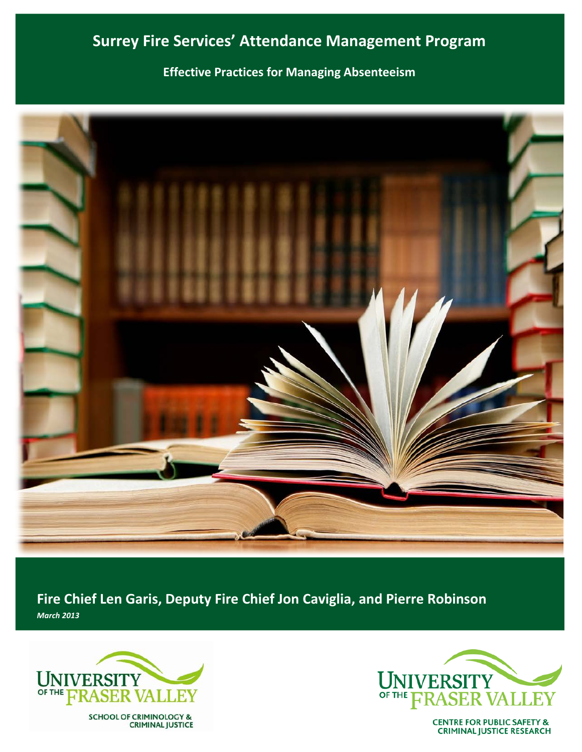# Surrey Fire Services' Attendance Management Program

## Effective Practices for Managing Absenteeism

**Fire Chief Len Garis, Deputy Fire Chief Jon Caviglia, and Pierre Robinson**

***March 2013***

UNIVERSITY OF THE FRASER VALLEY

SCHOOL OF CRIMINOLOGY & CRIMINAL JUSTICE

UNIVERSITY OF THE FRASER VALLEY

CENTRE FOR PUBLIC SAFETY & CRIMINAL JUSTICE RESEARCH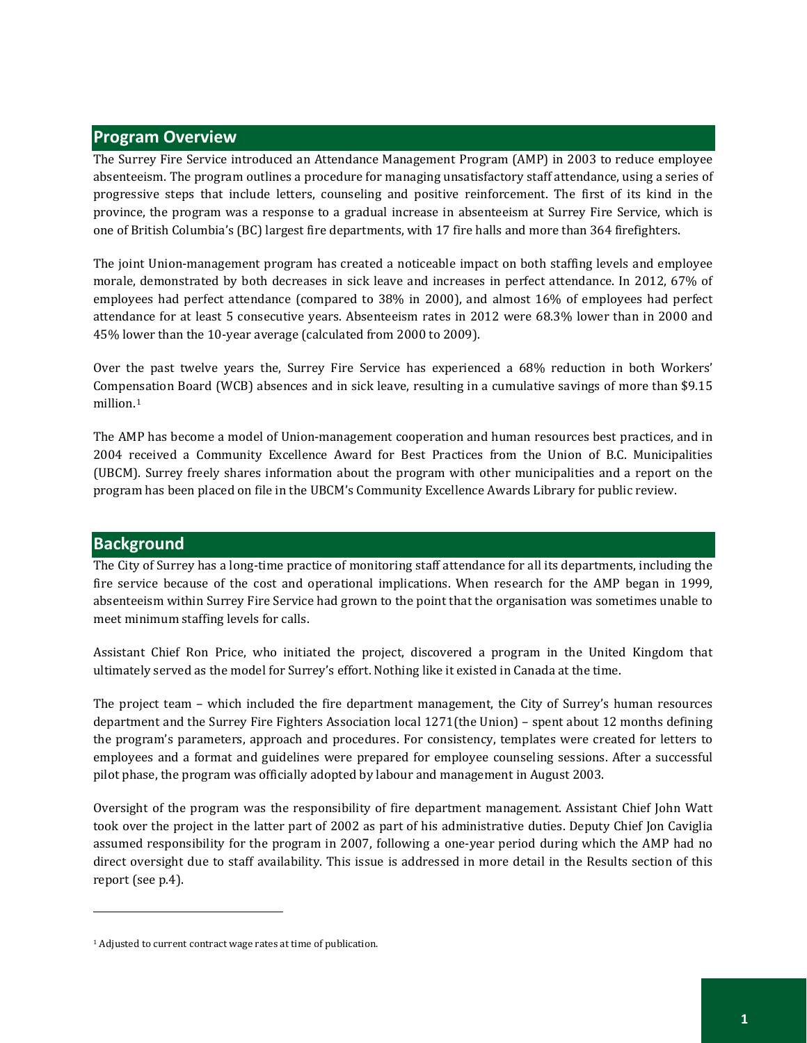## Program Overview

The Surrey Fire Service introduced an Attendance Management Program (AMP) in 2003 to reduce employee absenteeism. The program outlines a procedure for managing unsatisfactory staff attendance, using a series of progressive steps that include letters, counseling and positive reinforcement. The first of its kind in the province, the program was a response to a gradual increase in absenteeism at Surrey Fire Service, which is one of British Columbia's (BC) largest fire departments, with 17 fire halls and more than 364 firefighters.

The joint Union-management program has created a noticeable impact on both staffing levels and employee morale, demonstrated by both decreases in sick leave and increases in perfect attendance. In 2012, 67% of employees had perfect attendance (compared to 38% in 2000), and almost 16% of employees had perfect attendance for at least 5 consecutive years. Absenteeism rates in 2012 were 68.3% lower than in 2000 and 45% lower than the 10-year average (calculated from 2000 to 2009).

Over the past twelve years the, Surrey Fire Service has experienced a 68% reduction in both Workers' Compensation Board (WCB) absences and in sick leave, resulting in a cumulative savings of more than $9.15 million.[1]

The AMP has become a model of Union-management cooperation and human resources best practices, and in 2004 received a Community Excellence Award for Best Practices from the Union of B.C. Municipalities (UBCM). Surrey freely shares information about the program with other municipalities and a report on the program has been placed on file in the UBCM's Community Excellence Awards Library for public review.

## Background

The City of Surrey has a long-time practice of monitoring staff attendance for all its departments, including the fire service because of the cost and operational implications. When research for the AMP began in 1999, absenteeism within Surrey Fire Service had grown to the point that the organisation was sometimes unable to meet minimum staffing levels for calls.

Assistant Chief Ron Price, who initiated the project, discovered a program in the United Kingdom that ultimately served as the model for Surrey's effort. Nothing like it existed in Canada at the time.

The project team – which included the fire department management, the City of Surrey's human resources department and the Surrey Fire Fighters Association local 1271(the Union) – spent about 12 months defining the program's parameters, approach and procedures. For consistency, templates were created for letters to employees and a format and guidelines were prepared for employee counseling sessions. After a successful pilot phase, the program was officially adopted by labour and management in August 2003.

Oversight of the program was the responsibility of fire department management. Assistant Chief John Watt took over the project in the latter part of 2002 as part of his administrative duties. Deputy Chief Jon Caviglia assumed responsibility for the program in 2007, following a one-year period during which the AMP had no direct oversight due to staff availability. This issue is addressed in more detail in the Results section of this report (see p.4).

---

[1] Adjusted to current contract wage rates at time of publication.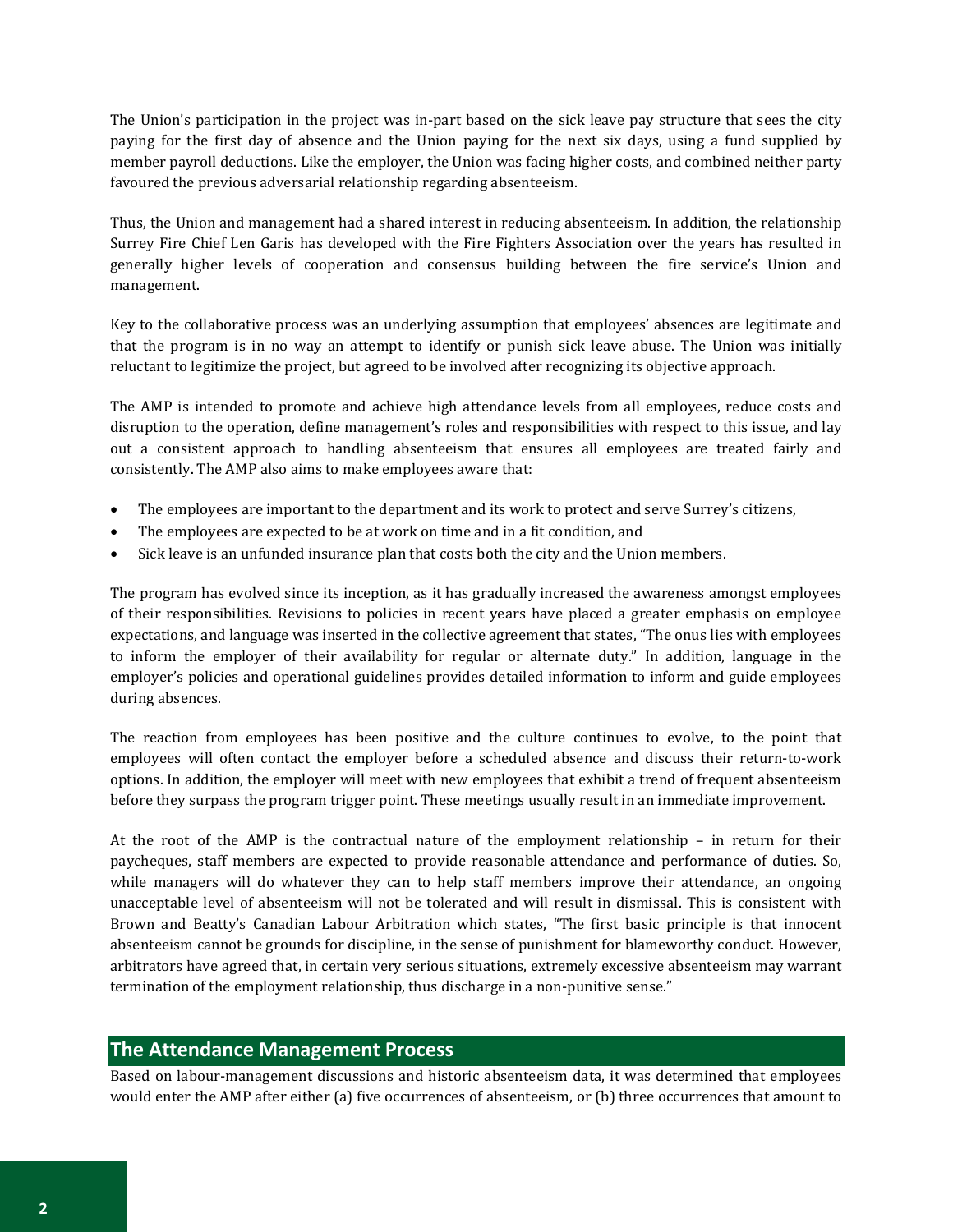The Union's participation in the project was in-part based on the sick leave pay structure that sees the city paying for the first day of absence and the Union paying for the next six days, using a fund supplied by member payroll deductions. Like the employer, the Union was facing higher costs, and combined neither party favoured the previous adversarial relationship regarding absenteeism.

Thus, the Union and management had a shared interest in reducing absenteeism. In addition, the relationship Surrey Fire Chief Len Garis has developed with the Fire Fighters Association over the years has resulted in generally higher levels of cooperation and consensus building between the fire service's Union and management.

Key to the collaborative process was an underlying assumption that employees' absences are legitimate and that the program is in no way an attempt to identify or punish sick leave abuse. The Union was initially reluctant to legitimize the project, but agreed to be involved after recognizing its objective approach.

The AMP is intended to promote and achieve high attendance levels from all employees, reduce costs and disruption to the operation, define management's roles and responsibilities with respect to this issue, and lay out a consistent approach to handling absenteeism that ensures all employees are treated fairly and consistently. The AMP also aims to make employees aware that:

- The employees are important to the department and its work to protect and serve Surrey's citizens,
- The employees are expected to be at work on time and in a fit condition, and
- Sick leave is an unfunded insurance plan that costs both the city and the Union members.

The program has evolved since its inception, as it has gradually increased the awareness amongst employees of their responsibilities. Revisions to policies in recent years have placed a greater emphasis on employee expectations, and language was inserted in the collective agreement that states, "The onus lies with employees to inform the employer of their availability for regular or alternate duty." In addition, language in the employer's policies and operational guidelines provides detailed information to inform and guide employees during absences.

The reaction from employees has been positive and the culture continues to evolve, to the point that employees will often contact the employer before a scheduled absence and discuss their return-to-work options. In addition, the employer will meet with new employees that exhibit a trend of frequent absenteeism before they surpass the program trigger point. These meetings usually result in an immediate improvement.

At the root of the AMP is the contractual nature of the employment relationship – in return for their paycheques, staff members are expected to provide reasonable attendance and performance of duties. So, while managers will do whatever they can to help staff members improve their attendance, an ongoing unacceptable level of absenteeism will not be tolerated and will result in dismissal. This is consistent with Brown and Beatty's Canadian Labour Arbitration which states, "The first basic principle is that innocent absenteeism cannot be grounds for discipline, in the sense of punishment for blameworthy conduct. However, arbitrators have agreed that, in certain very serious situations, extremely excessive absenteeism may warrant termination of the employment relationship, thus discharge in a non-punitive sense."

## The Attendance Management Process

Based on labour-management discussions and historic absenteeism data, it was determined that employees would enter the AMP after either (a) five occurrences of absenteeism, or (b) three occurrences that amount to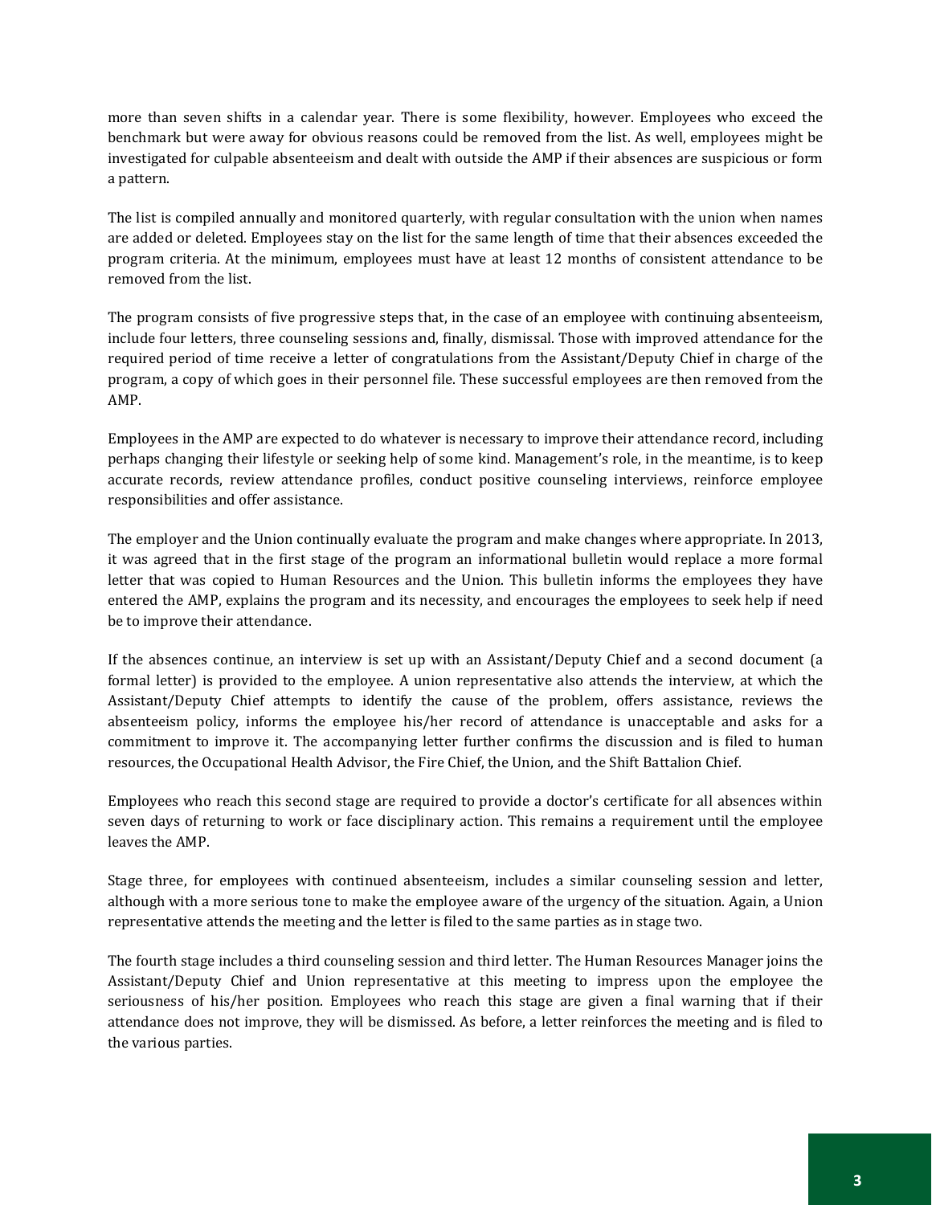more than seven shifts in a calendar year. There is some flexibility, however. Employees who exceed the benchmark but were away for obvious reasons could be removed from the list. As well, employees might be investigated for culpable absenteeism and dealt with outside the AMP if their absences are suspicious or form a pattern.

The list is compiled annually and monitored quarterly, with regular consultation with the union when names are added or deleted. Employees stay on the list for the same length of time that their absences exceeded the program criteria. At the minimum, employees must have at least 12 months of consistent attendance to be removed from the list.

The program consists of five progressive steps that, in the case of an employee with continuing absenteeism, include four letters, three counseling sessions and, finally, dismissal. Those with improved attendance for the required period of time receive a letter of congratulations from the Assistant/Deputy Chief in charge of the program, a copy of which goes in their personnel file. These successful employees are then removed from the AMP.

Employees in the AMP are expected to do whatever is necessary to improve their attendance record, including perhaps changing their lifestyle or seeking help of some kind. Management's role, in the meantime, is to keep accurate records, review attendance profiles, conduct positive counseling interviews, reinforce employee responsibilities and offer assistance.

The employer and the Union continually evaluate the program and make changes where appropriate. In 2013, it was agreed that in the first stage of the program an informational bulletin would replace a more formal letter that was copied to Human Resources and the Union. This bulletin informs the employees they have entered the AMP, explains the program and its necessity, and encourages the employees to seek help if need be to improve their attendance.

If the absences continue, an interview is set up with an Assistant/Deputy Chief and a second document (a formal letter) is provided to the employee. A union representative also attends the interview, at which the Assistant/Deputy Chief attempts to identify the cause of the problem, offers assistance, reviews the absenteeism policy, informs the employee his/her record of attendance is unacceptable and asks for a commitment to improve it. The accompanying letter further confirms the discussion and is filed to human resources, the Occupational Health Advisor, the Fire Chief, the Union, and the Shift Battalion Chief.

Employees who reach this second stage are required to provide a doctor's certificate for all absences within seven days of returning to work or face disciplinary action. This remains a requirement until the employee leaves the AMP.

Stage three, for employees with continued absenteeism, includes a similar counseling session and letter, although with a more serious tone to make the employee aware of the urgency of the situation. Again, a Union representative attends the meeting and the letter is filed to the same parties as in stage two.

The fourth stage includes a third counseling session and third letter. The Human Resources Manager joins the Assistant/Deputy Chief and Union representative at this meeting to impress upon the employee the seriousness of his/her position. Employees who reach this stage are given a final warning that if their attendance does not improve, they will be dismissed. As before, a letter reinforces the meeting and is filed to the various parties.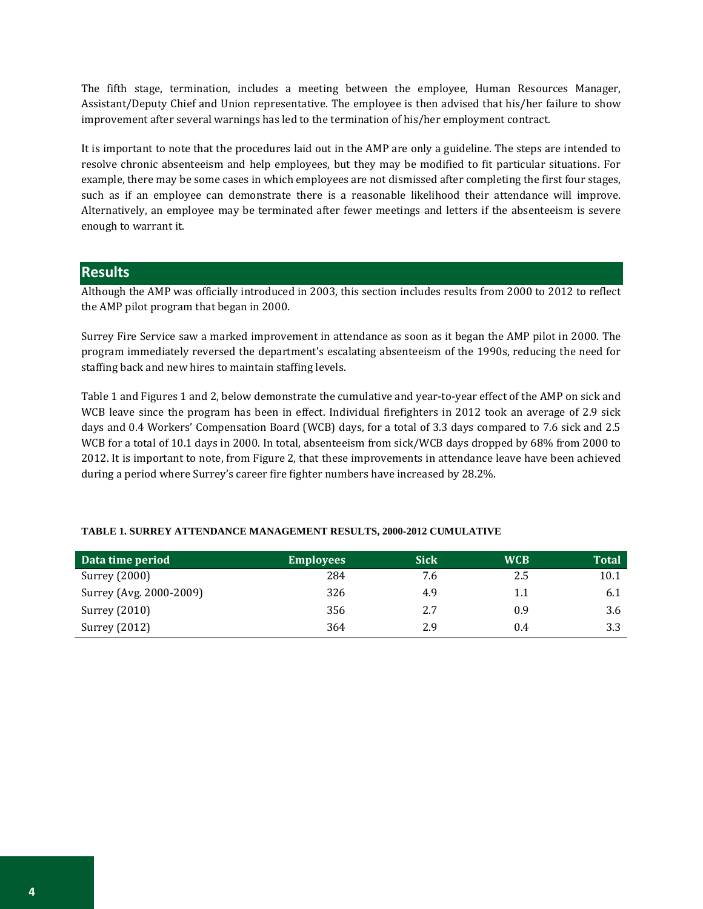The fifth stage, termination, includes a meeting between the employee, Human Resources Manager, Assistant/Deputy Chief and Union representative. The employee is then advised that his/her failure to show improvement after several warnings has led to the termination of his/her employment contract.

It is important to note that the procedures laid out in the AMP are only a guideline. The steps are intended to resolve chronic absenteeism and help employees, but they may be modified to fit particular situations. For example, there may be some cases in which employees are not dismissed after completing the first four stages, such as if an employee can demonstrate there is a reasonable likelihood their attendance will improve. Alternatively, an employee may be terminated after fewer meetings and letters if the absenteeism is severe enough to warrant it.

## Results

Although the AMP was officially introduced in 2003, this section includes results from 2000 to 2012 to reflect the AMP pilot program that began in 2000.

Surrey Fire Service saw a marked improvement in attendance as soon as it began the AMP pilot in 2000. The program immediately reversed the department's escalating absenteeism of the 1990s, reducing the need for staffing back and new hires to maintain staffing levels.

Table 1 and Figures 1 and 2, below demonstrate the cumulative and year-to-year effect of the AMP on sick and WCB leave since the program has been in effect. Individual firefighters in 2012 took an average of 2.9 sick days and 0.4 Workers' Compensation Board (WCB) days, for a total of 3.3 days compared to 7.6 sick and 2.5 WCB for a total of 10.1 days in 2000. In total, absenteeism from sick/WCB days dropped by 68% from 2000 to 2012. It is important to note, from Figure 2, that these improvements in attendance leave have been achieved during a period where Surrey's career fire fighter numbers have increased by 28.2%.

**TABLE 1. SURREY ATTENDANCE MANAGEMENT RESULTS, 2000-2012 CUMULATIVE**

| Data time period | Employees | Sick | WCB | Total |
|---|---|---|---|---|
| Surrey (2000) | 284 | 7.6 | 2.5 | 10.1 |
| Surrey (Avg. 2000-2009) | 326 | 4.9 | 1.1 | 6.1 |
| Surrey (2010) | 356 | 2.7 | 0.9 | 3.6 |
| Surrey (2012) | 364 | 2.9 | 0.4 | 3.3 |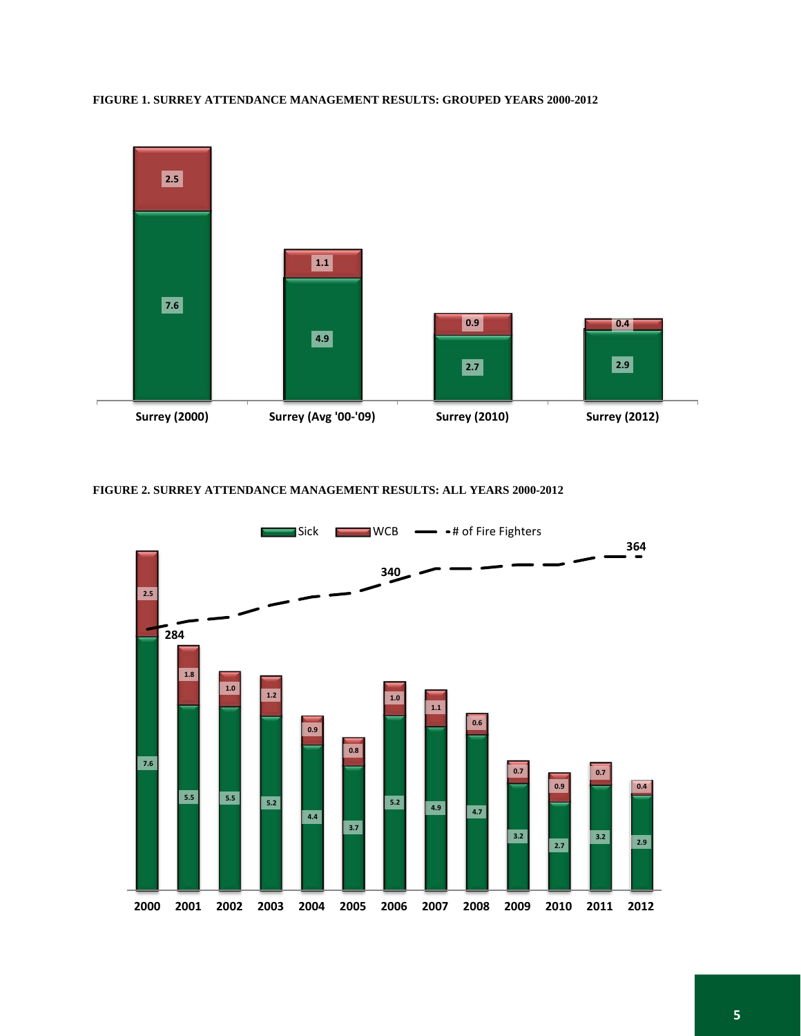**FIGURE 1. SURREY ATTENDANCE MANAGEMENT RESULTS: GROUPED YEARS 2000-2012**

| | Sick | WCB |
|---|---|---|
| Surrey (2000) | 7.6 | 2.5 |
| Surrey (Avg '00-'09) | 4.9 | 1.1 |
| Surrey (2010) | 2.7 | 0.9 |
| Surrey (2012) | 2.9 | 0.4 |

**FIGURE 2. SURREY ATTENDANCE MANAGEMENT RESULTS: ALL YEARS 2000-2012**

| Year | Sick | WCB |
|---|---|---|
| 2000 | 7.6 | 2.5 |
| 2001 | 5.5 | 1.8 |
| 2002 | 5.5 | 1.0 |
| 2003 | 5.2 | 1.2 |
| 2004 | 4.4 | 0.9 |
| 2005 | 3.7 | 0.8 |
| 2006 | 5.2 | 1.0 |
| 2007 | 4.9 | 1.1 |
| 2008 | 4.7 | 0.6 |
| 2009 | 3.2 | 0.7 |
| 2010 | 2.7 | 0.9 |
| 2011 | 3.2 | 0.7 |
| 2012 | 2.9 | 0.4 |

# of Fire Fighters: 284 (2000), 340 (2006), 364 (2012)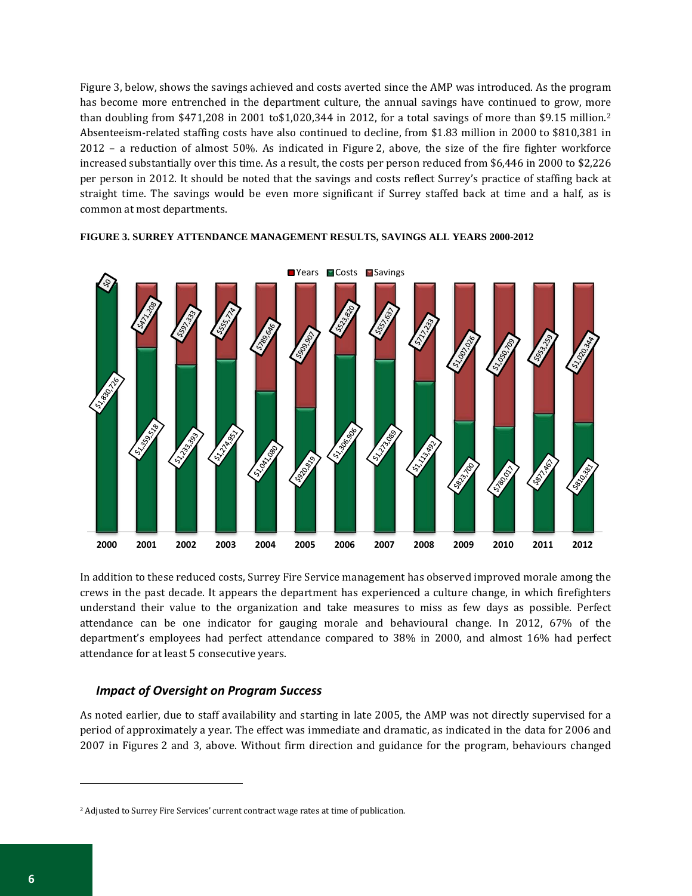Figure 3, below, shows the savings achieved and costs averted since the AMP was introduced. As the program has become more entrenched in the department culture, the annual savings have continued to grow, more than doubling from $471,208 in 2001 to$1,020,344 in 2012, for a total savings of more than $9.15 million.[2] Absenteeism-related staffing costs have also continued to decline, from $1.83 million in 2000 to $810,381 in 2012 – a reduction of almost 50%. As indicated in Figure 2, above, the size of the fire fighter workforce increased substantially over this time. As a result, the costs per person reduced from $6,446 in 2000 to $2,226 per person in 2012. It should be noted that the savings and costs reflect Surrey's practice of staffing back at straight time. The savings would be even more significant if Surrey staffed back at time and a half, as is common at most departments.

**FIGURE 3. SURREY ATTENDANCE MANAGEMENT RESULTS, SAVINGS ALL YEARS 2000-2012**

| Years | Costs | Savings |
|---|---|---|
| 2000 | $1,830,726 | $0 |
| 2001 | $1,359,518 | $471,208 |
| 2002 | $1,233,393 | $597,333 |
| 2003 | $1,274,951 | $555,774 |
| 2004 | $1,041,080 | $789,646 |
| 2005 | $920,819 | $909,907 |
| 2006 | $1,306,906 | $523,820 |
| 2007 | $1,273,089 | $557,637 |
| 2008 | $1,113,492 | $717,233 |
| 2009 | $823,700 | $1,007,026 |
| 2010 | $780,017 | $1,050,709 |
| 2011 | $877,467 | $953,259 |
| 2012 | $810,381 | $1,020,344 |

In addition to these reduced costs, Surrey Fire Service management has observed improved morale among the crews in the past decade. It appears the department has experienced a culture change, in which firefighters understand their value to the organization and take measures to miss as few days as possible. Perfect attendance can be one indicator for gauging morale and behavioural change. In 2012, 67% of the department's employees had perfect attendance compared to 38% in 2000, and almost 16% had perfect attendance for at least 5 consecutive years.

### *Impact of Oversight on Program Success*

As noted earlier, due to staff availability and starting in late 2005, the AMP was not directly supervised for a period of approximately a year. The effect was immediate and dramatic, as indicated in the data for 2006 and 2007 in Figures 2 and 3, above. Without firm direction and guidance for the program, behaviours changed

[2] Adjusted to Surrey Fire Services' current contract wage rates at time of publication.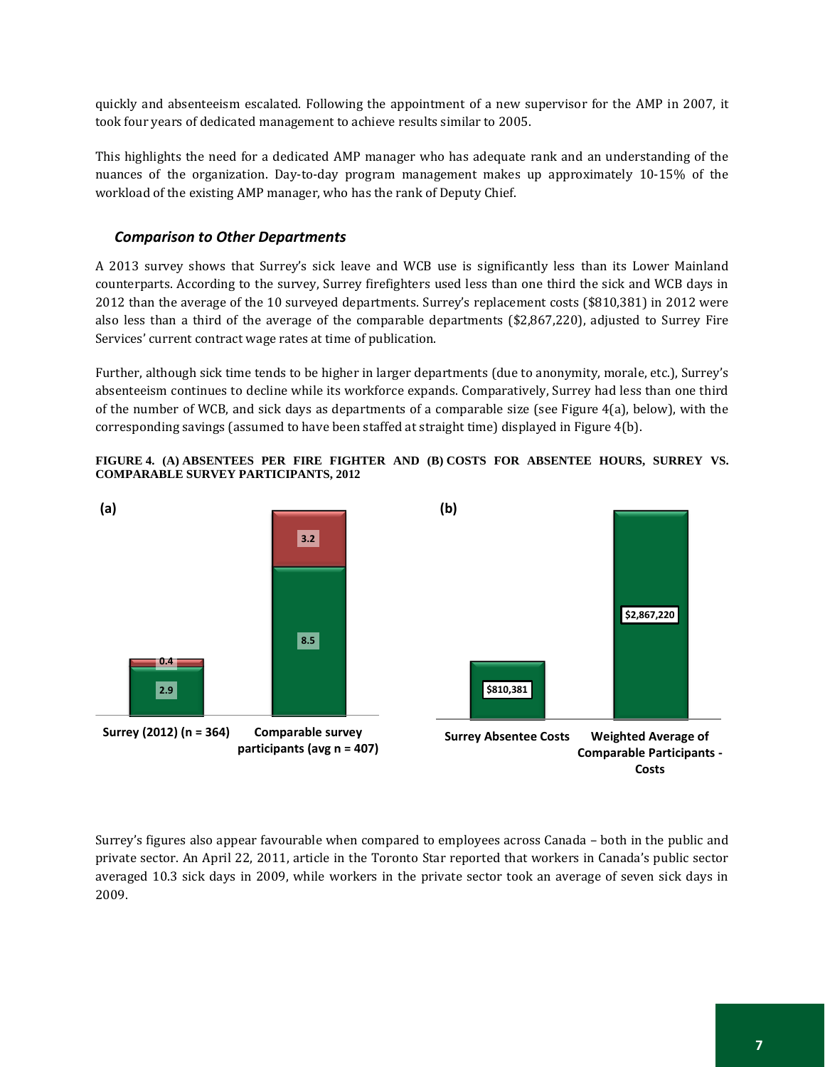quickly and absenteeism escalated. Following the appointment of a new supervisor for the AMP in 2007, it took four years of dedicated management to achieve results similar to 2005.

This highlights the need for a dedicated AMP manager who has adequate rank and an understanding of the nuances of the organization. Day-to-day program management makes up approximately 10-15% of the workload of the existing AMP manager, who has the rank of Deputy Chief.

### *Comparison to Other Departments*

A 2013 survey shows that Surrey's sick leave and WCB use is significantly less than its Lower Mainland counterparts. According to the survey, Surrey firefighters used less than one third the sick and WCB days in 2012 than the average of the 10 surveyed departments. Surrey's replacement costs ($810,381) in 2012 were also less than a third of the average of the comparable departments ($2,867,220), adjusted to Surrey Fire Services' current contract wage rates at time of publication.

Further, although sick time tends to be higher in larger departments (due to anonymity, morale, etc.), Surrey's absenteeism continues to decline while its workforce expands. Comparatively, Surrey had less than one third of the number of WCB, and sick days as departments of a comparable size (see Figure 4(a), below), with the corresponding savings (assumed to have been staffed at straight time) displayed in Figure 4(b).

**FIGURE 4. (A) ABSENTEES PER FIRE FIGHTER AND (B) COSTS FOR ABSENTEE HOURS, SURREY VS. COMPARABLE SURVEY PARTICIPANTS, 2012**

**(a)**

| | Surrey (2012) (n = 364) | Comparable survey participants (avg n = 407) |
|---|---|---|
| Upper segment | 0.4 | 3.2 |
| Lower segment | 2.9 | 8.5 |

**(b)**

| Surrey Absentee Costs | Weighted Average of Comparable Participants - Costs |
|---|---|
| $810,381 | $2,867,220 |

Surrey's figures also appear favourable when compared to employees across Canada – both in the public and private sector. An April 22, 2011, article in the Toronto Star reported that workers in Canada's public sector averaged 10.3 sick days in 2009, while workers in the private sector took an average of seven sick days in 2009.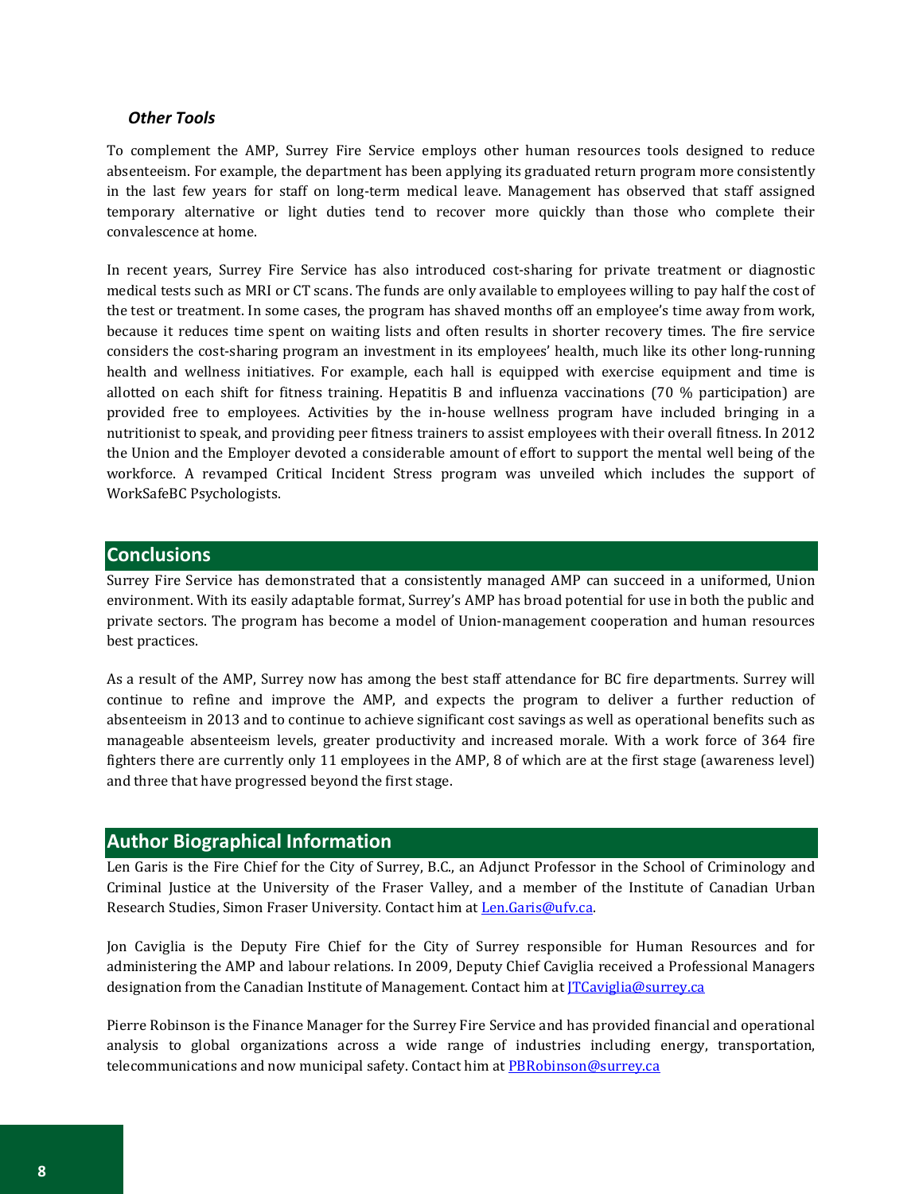### *Other Tools*

To complement the AMP, Surrey Fire Service employs other human resources tools designed to reduce absenteeism. For example, the department has been applying its graduated return program more consistently in the last few years for staff on long-term medical leave. Management has observed that staff assigned temporary alternative or light duties tend to recover more quickly than those who complete their convalescence at home.

In recent years, Surrey Fire Service has also introduced cost-sharing for private treatment or diagnostic medical tests such as MRI or CT scans. The funds are only available to employees willing to pay half the cost of the test or treatment. In some cases, the program has shaved months off an employee's time away from work, because it reduces time spent on waiting lists and often results in shorter recovery times. The fire service considers the cost-sharing program an investment in its employees' health, much like its other long-running health and wellness initiatives. For example, each hall is equipped with exercise equipment and time is allotted on each shift for fitness training. Hepatitis B and influenza vaccinations (70 % participation) are provided free to employees. Activities by the in-house wellness program have included bringing in a nutritionist to speak, and providing peer fitness trainers to assist employees with their overall fitness. In 2012 the Union and the Employer devoted a considerable amount of effort to support the mental well being of the workforce. A revamped Critical Incident Stress program was unveiled which includes the support of WorkSafeBC Psychologists.

## Conclusions

Surrey Fire Service has demonstrated that a consistently managed AMP can succeed in a uniformed, Union environment. With its easily adaptable format, Surrey's AMP has broad potential for use in both the public and private sectors. The program has become a model of Union-management cooperation and human resources best practices.

As a result of the AMP, Surrey now has among the best staff attendance for BC fire departments. Surrey will continue to refine and improve the AMP, and expects the program to deliver a further reduction of absenteeism in 2013 and to continue to achieve significant cost savings as well as operational benefits such as manageable absenteeism levels, greater productivity and increased morale. With a work force of 364 fire fighters there are currently only 11 employees in the AMP, 8 of which are at the first stage (awareness level) and three that have progressed beyond the first stage.

## Author Biographical Information

Len Garis is the Fire Chief for the City of Surrey, B.C., an Adjunct Professor in the School of Criminology and Criminal Justice at the University of the Fraser Valley, and a member of the Institute of Canadian Urban Research Studies, Simon Fraser University. Contact him at Len.Garis@ufv.ca.

Jon Caviglia is the Deputy Fire Chief for the City of Surrey responsible for Human Resources and for administering the AMP and labour relations. In 2009, Deputy Chief Caviglia received a Professional Managers designation from the Canadian Institute of Management. Contact him at JTCaviglia@surrey.ca

Pierre Robinson is the Finance Manager for the Surrey Fire Service and has provided financial and operational analysis to global organizations across a wide range of industries including energy, transportation, telecommunications and now municipal safety. Contact him at PBRobinson@surrey.ca